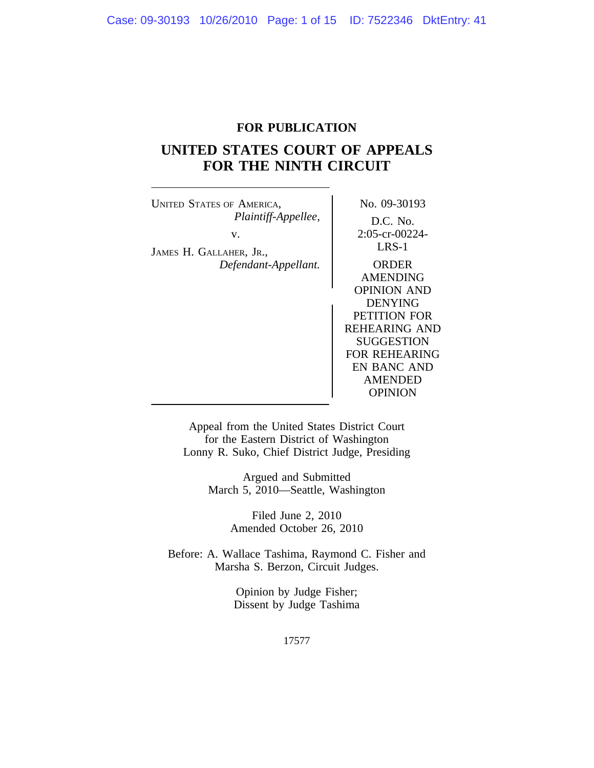**FOR PUBLICATION**

# UNITED STATES COURT OF APPEALS FOR THE NINTH CIRCUIT

UNITED STATES OF AMERICA,
*Plaintiff-Appellee,*

v.

JAMES H. GALLAHER, JR.,
*Defendant-Appellant.*

No. 09-30193

D.C. No. 2:05-cr-00224-LRS-1

ORDER AMENDING OPINION AND DENYING PETITION FOR REHEARING AND SUGGESTION FOR REHEARING EN BANC AND AMENDED OPINION

Appeal from the United States District Court
for the Eastern District of Washington
Lonny R. Suko, Chief District Judge, Presiding

Argued and Submitted
March 5, 2010—Seattle, Washington

Filed June 2, 2010
Amended October 26, 2010

Before: A. Wallace Tashima, Raymond C. Fisher and Marsha S. Berzon, Circuit Judges.

Opinion by Judge Fisher;
Dissent by Judge Tashima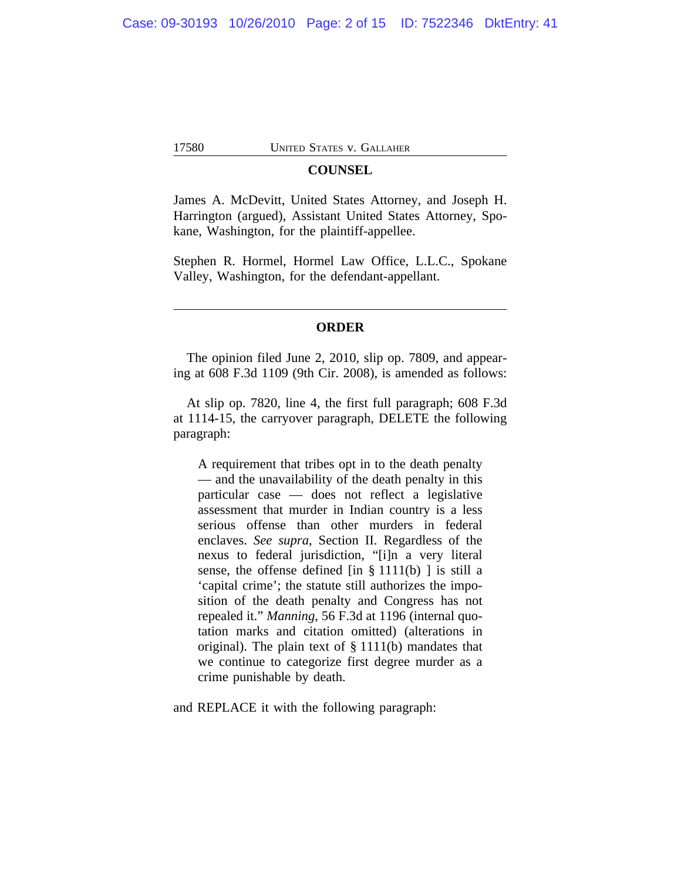## COUNSEL

James A. McDevitt, United States Attorney, and Joseph H. Harrington (argued), Assistant United States Attorney, Spokane, Washington, for the plaintiff-appellee.

Stephen R. Hormel, Hormel Law Office, L.L.C., Spokane Valley, Washington, for the defendant-appellant.

---

## ORDER

The opinion filed June 2, 2010, slip op. 7809, and appearing at 608 F.3d 1109 (9th Cir. 2008), is amended as follows:

At slip op. 7820, line 4, the first full paragraph; 608 F.3d at 1114-15, the carryover paragraph, DELETE the following paragraph:

> A requirement that tribes opt in to the death penalty — and the unavailability of the death penalty in this particular case — does not reflect a legislative assessment that murder in Indian country is a less serious offense than other murders in federal enclaves. *See supra*, Section II. Regardless of the nexus to federal jurisdiction, "[i]n a very literal sense, the offense defined [in § 1111(b) ] is still a 'capital crime'; the statute still authorizes the imposition of the death penalty and Congress has not repealed it." *Manning*, 56 F.3d at 1196 (internal quotation marks and citation omitted) (alterations in original). The plain text of § 1111(b) mandates that we continue to categorize first degree murder as a crime punishable by death.

and REPLACE it with the following paragraph: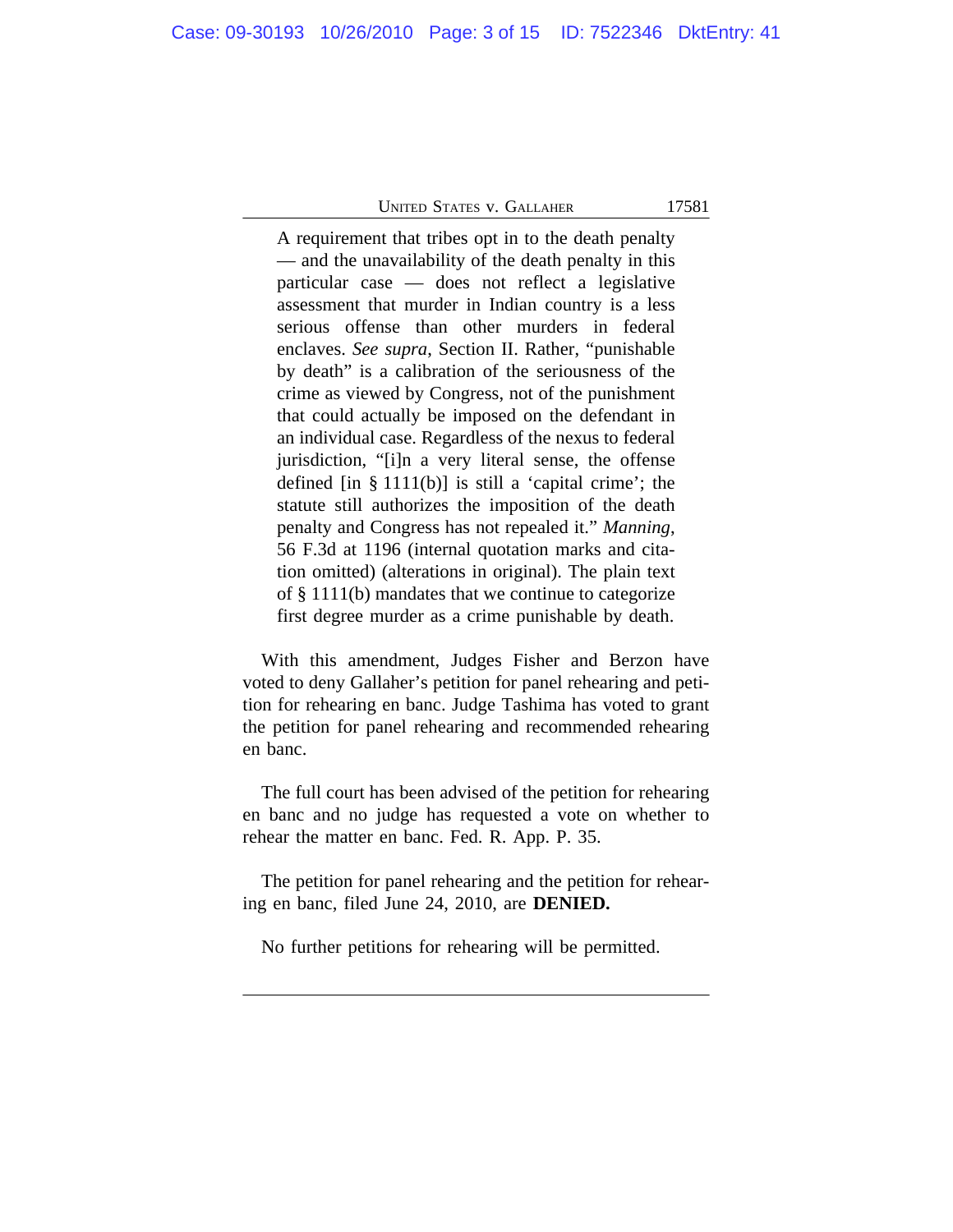> A requirement that tribes opt in to the death penalty — and the unavailability of the death penalty in this particular case — does not reflect a legislative assessment that murder in Indian country is a less serious offense than other murders in federal enclaves. *See supra*, Section II. Rather, "punishable by death" is a calibration of the seriousness of the crime as viewed by Congress, not of the punishment that could actually be imposed on the defendant in an individual case. Regardless of the nexus to federal jurisdiction, "[i]n a very literal sense, the offense defined [in § 1111(b)] is still a 'capital crime'; the statute still authorizes the imposition of the death penalty and Congress has not repealed it." *Manning*, 56 F.3d at 1196 (internal quotation marks and citation omitted) (alterations in original). The plain text of § 1111(b) mandates that we continue to categorize first degree murder as a crime punishable by death.

With this amendment, Judges Fisher and Berzon have voted to deny Gallaher's petition for panel rehearing and petition for rehearing en banc. Judge Tashima has voted to grant the petition for panel rehearing and recommended rehearing en banc.

The full court has been advised of the petition for rehearing en banc and no judge has requested a vote on whether to rehear the matter en banc. Fed. R. App. P. 35.

The petition for panel rehearing and the petition for rehearing en banc, filed June 24, 2010, are **DENIED.**

No further petitions for rehearing will be permitted.

---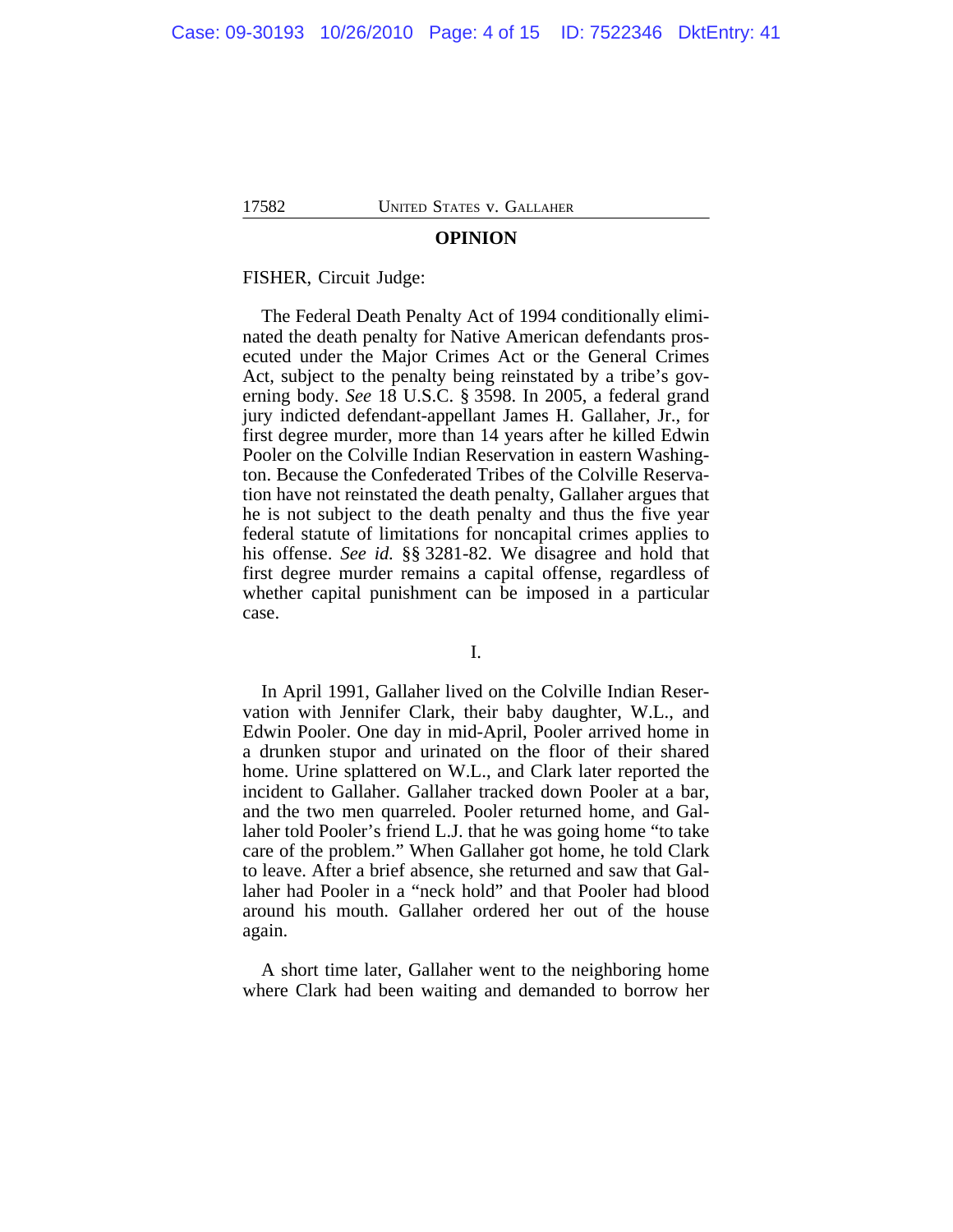## OPINION

FISHER, Circuit Judge:

The Federal Death Penalty Act of 1994 conditionally eliminated the death penalty for Native American defendants prosecuted under the Major Crimes Act or the General Crimes Act, subject to the penalty being reinstated by a tribe's governing body. *See* 18 U.S.C. § 3598. In 2005, a federal grand jury indicted defendant-appellant James H. Gallaher, Jr., for first degree murder, more than 14 years after he killed Edwin Pooler on the Colville Indian Reservation in eastern Washington. Because the Confederated Tribes of the Colville Reservation have not reinstated the death penalty, Gallaher argues that he is not subject to the death penalty and thus the five year federal statute of limitations for noncapital crimes applies to his offense. *See id.* §§ 3281-82. We disagree and hold that first degree murder remains a capital offense, regardless of whether capital punishment can be imposed in a particular case.

I.

In April 1991, Gallaher lived on the Colville Indian Reservation with Jennifer Clark, their baby daughter, W.L., and Edwin Pooler. One day in mid-April, Pooler arrived home in a drunken stupor and urinated on the floor of their shared home. Urine splattered on W.L., and Clark later reported the incident to Gallaher. Gallaher tracked down Pooler at a bar, and the two men quarreled. Pooler returned home, and Gallaher told Pooler's friend L.J. that he was going home "to take care of the problem." When Gallaher got home, he told Clark to leave. After a brief absence, she returned and saw that Gallaher had Pooler in a "neck hold" and that Pooler had blood around his mouth. Gallaher ordered her out of the house again.

A short time later, Gallaher went to the neighboring home where Clark had been waiting and demanded to borrow her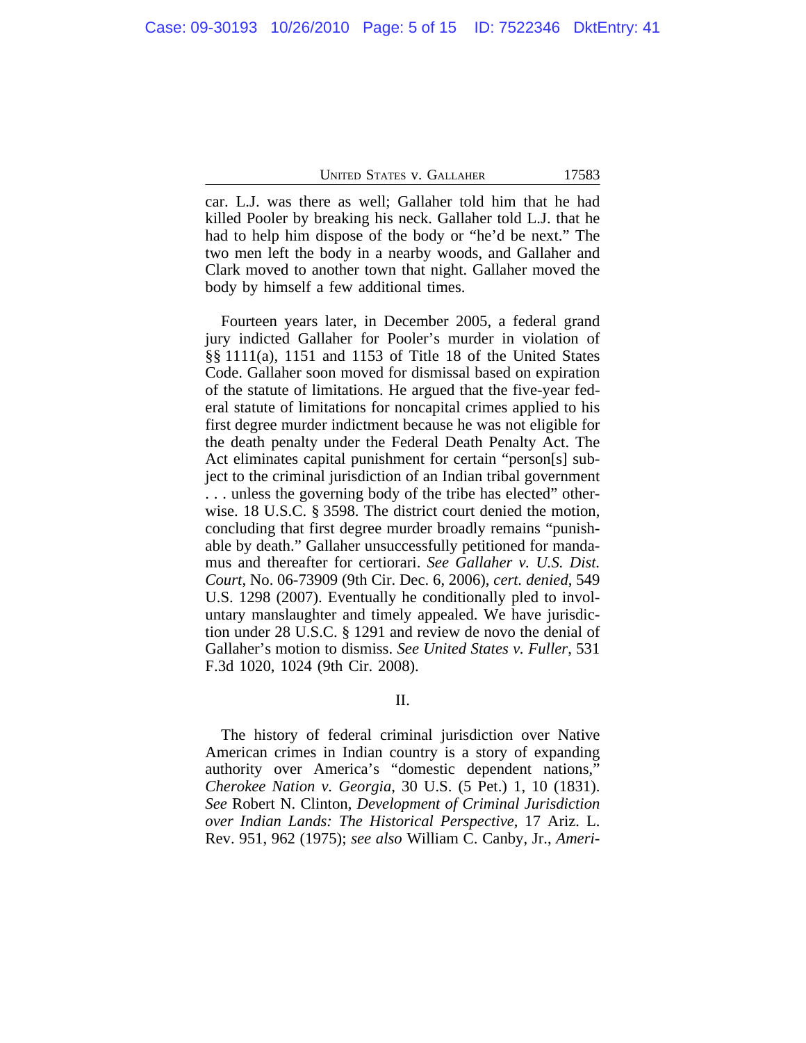car. L.J. was there as well; Gallaher told him that he had killed Pooler by breaking his neck. Gallaher told L.J. that he had to help him dispose of the body or "he'd be next." The two men left the body in a nearby woods, and Gallaher and Clark moved to another town that night. Gallaher moved the body by himself a few additional times.

Fourteen years later, in December 2005, a federal grand jury indicted Gallaher for Pooler's murder in violation of §§ 1111(a), 1151 and 1153 of Title 18 of the United States Code. Gallaher soon moved for dismissal based on expiration of the statute of limitations. He argued that the five-year federal statute of limitations for noncapital crimes applied to his first degree murder indictment because he was not eligible for the death penalty under the Federal Death Penalty Act. The Act eliminates capital punishment for certain "person[s] subject to the criminal jurisdiction of an Indian tribal government . . . unless the governing body of the tribe has elected" otherwise. 18 U.S.C. § 3598. The district court denied the motion, concluding that first degree murder broadly remains "punishable by death." Gallaher unsuccessfully petitioned for mandamus and thereafter for certiorari. *See Gallaher v. U.S. Dist. Court*, No. 06-73909 (9th Cir. Dec. 6, 2006), *cert. denied*, 549 U.S. 1298 (2007). Eventually he conditionally pled to involuntary manslaughter and timely appealed. We have jurisdiction under 28 U.S.C. § 1291 and review de novo the denial of Gallaher's motion to dismiss. *See United States v. Fuller*, 531 F.3d 1020, 1024 (9th Cir. 2008).

## II.

The history of federal criminal jurisdiction over Native American crimes in Indian country is a story of expanding authority over America's "domestic dependent nations," *Cherokee Nation v. Georgia*, 30 U.S. (5 Pet.) 1, 10 (1831). *See* Robert N. Clinton, *Development of Criminal Jurisdiction over Indian Lands: The Historical Perspective*, 17 Ariz. L. Rev. 951, 962 (1975); *see also* William C. Canby, Jr., *Ameri-*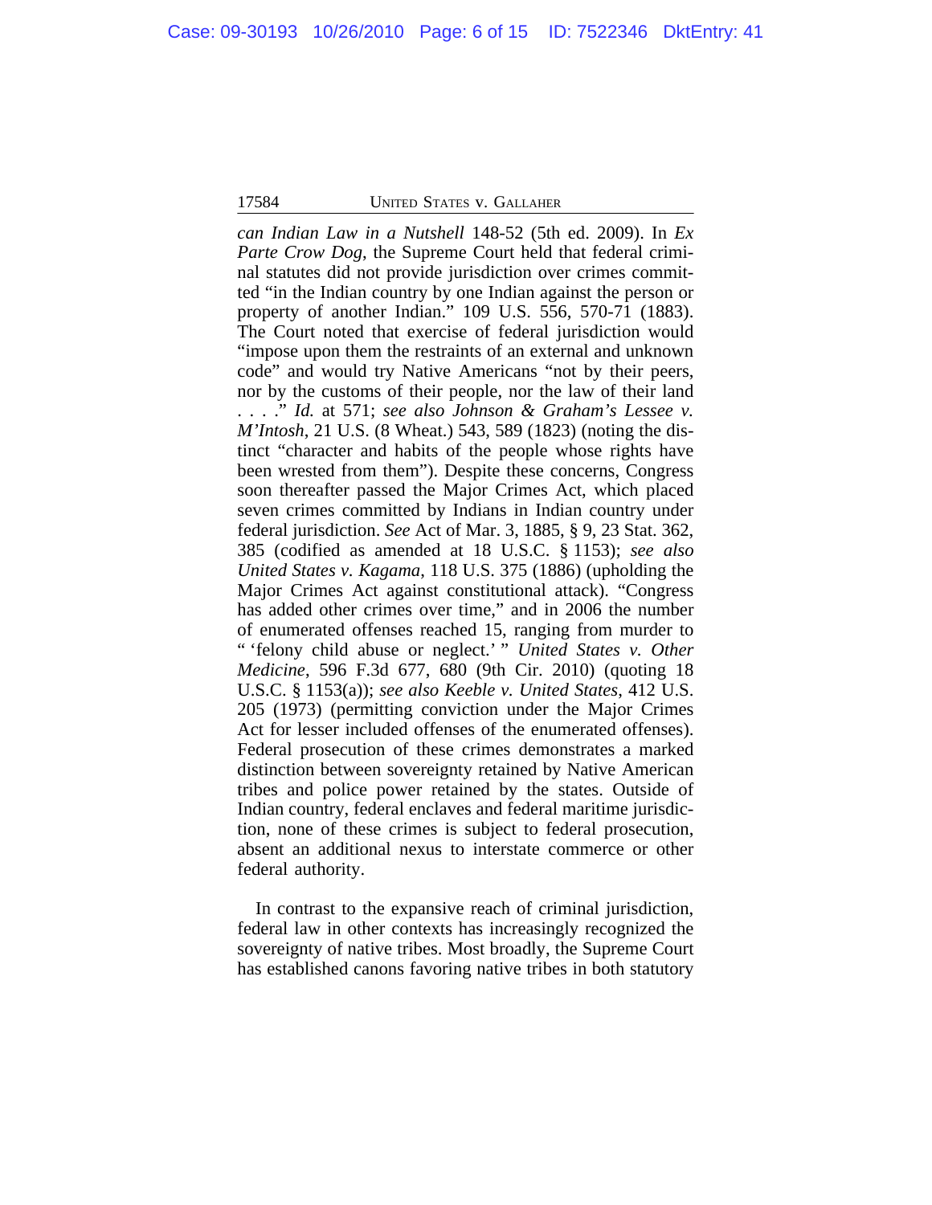*can Indian Law in a Nutshell* 148-52 (5th ed. 2009). In *Ex Parte Crow Dog*, the Supreme Court held that federal criminal statutes did not provide jurisdiction over crimes committed "in the Indian country by one Indian against the person or property of another Indian." 109 U.S. 556, 570-71 (1883). The Court noted that exercise of federal jurisdiction would "impose upon them the restraints of an external and unknown code" and would try Native Americans "not by their peers, nor by the customs of their people, nor the law of their land . . . ." *Id.* at 571; *see also Johnson & Graham's Lessee v. M'Intosh*, 21 U.S. (8 Wheat.) 543, 589 (1823) (noting the distinct "character and habits of the people whose rights have been wrested from them"). Despite these concerns, Congress soon thereafter passed the Major Crimes Act, which placed seven crimes committed by Indians in Indian country under federal jurisdiction. *See* Act of Mar. 3, 1885, § 9, 23 Stat. 362, 385 (codified as amended at 18 U.S.C. § 1153); *see also United States v. Kagama*, 118 U.S. 375 (1886) (upholding the Major Crimes Act against constitutional attack). "Congress has added other crimes over time," and in 2006 the number of enumerated offenses reached 15, ranging from murder to " 'felony child abuse or neglect.' " *United States v. Other Medicine*, 596 F.3d 677, 680 (9th Cir. 2010) (quoting 18 U.S.C. § 1153(a)); *see also Keeble v. United States*, 412 U.S. 205 (1973) (permitting conviction under the Major Crimes Act for lesser included offenses of the enumerated offenses). Federal prosecution of these crimes demonstrates a marked distinction between sovereignty retained by Native American tribes and police power retained by the states. Outside of Indian country, federal enclaves and federal maritime jurisdiction, none of these crimes is subject to federal prosecution, absent an additional nexus to interstate commerce or other federal authority.

In contrast to the expansive reach of criminal jurisdiction, federal law in other contexts has increasingly recognized the sovereignty of native tribes. Most broadly, the Supreme Court has established canons favoring native tribes in both statutory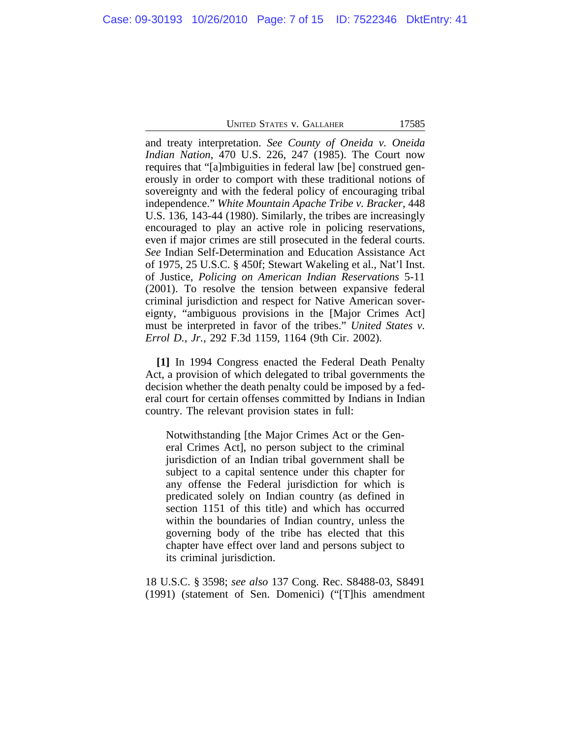and treaty interpretation. *See County of Oneida v. Oneida Indian Nation*, 470 U.S. 226, 247 (1985). The Court now requires that "[a]mbiguities in federal law [be] construed generously in order to comport with these traditional notions of sovereignty and with the federal policy of encouraging tribal independence." *White Mountain Apache Tribe v. Bracker*, 448 U.S. 136, 143-44 (1980). Similarly, the tribes are increasingly encouraged to play an active role in policing reservations, even if major crimes are still prosecuted in the federal courts. *See* Indian Self-Determination and Education Assistance Act of 1975, 25 U.S.C. § 450f; Stewart Wakeling et al., Nat'l Inst. of Justice, *Policing on American Indian Reservations* 5-11 (2001). To resolve the tension between expansive federal criminal jurisdiction and respect for Native American sovereignty, "ambiguous provisions in the [Major Crimes Act] must be interpreted in favor of the tribes." *United States v. Errol D., Jr.*, 292 F.3d 1159, 1164 (9th Cir. 2002).

**[1]** In 1994 Congress enacted the Federal Death Penalty Act, a provision of which delegated to tribal governments the decision whether the death penalty could be imposed by a federal court for certain offenses committed by Indians in Indian country. The relevant provision states in full:

> Notwithstanding [the Major Crimes Act or the General Crimes Act], no person subject to the criminal jurisdiction of an Indian tribal government shall be subject to a capital sentence under this chapter for any offense the Federal jurisdiction for which is predicated solely on Indian country (as defined in section 1151 of this title) and which has occurred within the boundaries of Indian country, unless the governing body of the tribe has elected that this chapter have effect over land and persons subject to its criminal jurisdiction.

18 U.S.C. § 3598; *see also* 137 Cong. Rec. S8488-03, S8491 (1991) (statement of Sen. Domenici) ("[T]his amendment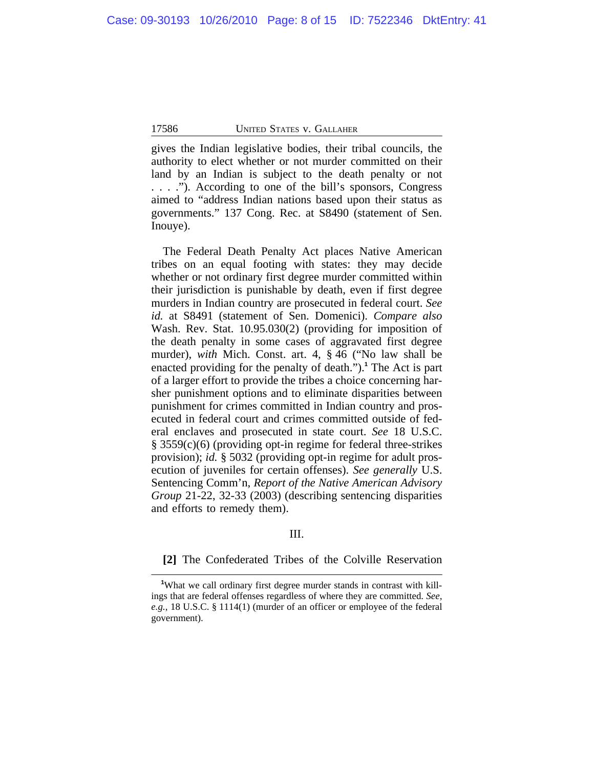gives the Indian legislative bodies, their tribal councils, the authority to elect whether or not murder committed on their land by an Indian is subject to the death penalty or not . . . ."). According to one of the bill's sponsors, Congress aimed to "address Indian nations based upon their status as governments." 137 Cong. Rec. at S8490 (statement of Sen. Inouye).

The Federal Death Penalty Act places Native American tribes on an equal footing with states: they may decide whether or not ordinary first degree murder committed within their jurisdiction is punishable by death, even if first degree murders in Indian country are prosecuted in federal court. *See id.* at S8491 (statement of Sen. Domenici). *Compare also* Wash. Rev. Stat. 10.95.030(2) (providing for imposition of the death penalty in some cases of aggravated first degree murder), *with* Mich. Const. art. 4, § 46 ("No law shall be enacted providing for the penalty of death.").[1] The Act is part of a larger effort to provide the tribes a choice concerning harsher punishment options and to eliminate disparities between punishment for crimes committed in Indian country and prosecuted in federal court and crimes committed outside of federal enclaves and prosecuted in state court. *See* 18 U.S.C. § 3559(c)(6) (providing opt-in regime for federal three-strikes provision); *id.* § 5032 (providing opt-in regime for adult prosecution of juveniles for certain offenses). *See generally* U.S. Sentencing Comm'n, *Report of the Native American Advisory Group* 21-22, 32-33 (2003) (describing sentencing disparities and efforts to remedy them).

## III.

**[2]** The Confederated Tribes of the Colville Reservation

---

[1]What we call ordinary first degree murder stands in contrast with killings that are federal offenses regardless of where they are committed. *See, e.g.*, 18 U.S.C. § 1114(1) (murder of an officer or employee of the federal government).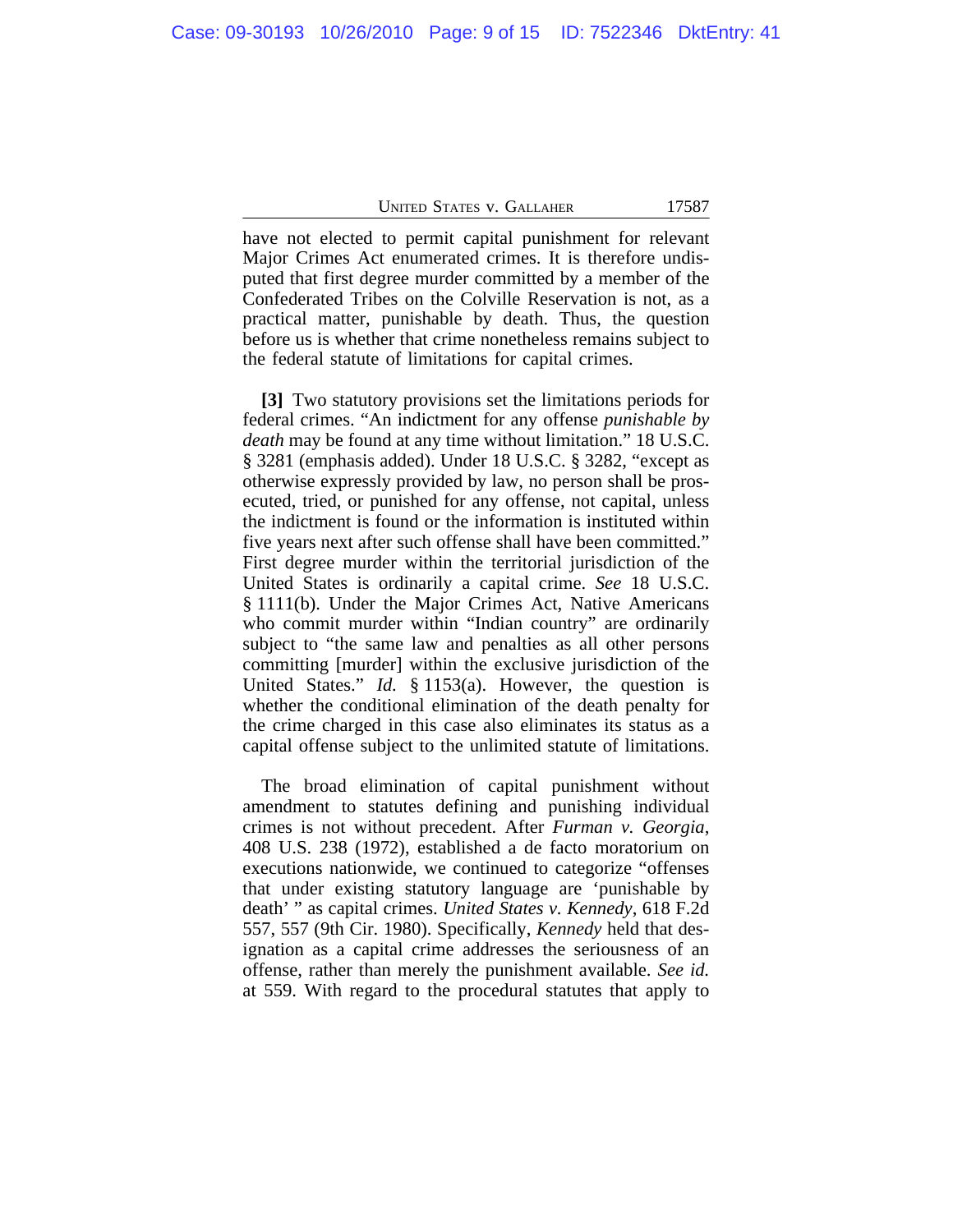have not elected to permit capital punishment for relevant Major Crimes Act enumerated crimes. It is therefore undisputed that first degree murder committed by a member of the Confederated Tribes on the Colville Reservation is not, as a practical matter, punishable by death. Thus, the question before us is whether that crime nonetheless remains subject to the federal statute of limitations for capital crimes.

**[3]** Two statutory provisions set the limitations periods for federal crimes. "An indictment for any offense *punishable by death* may be found at any time without limitation." 18 U.S.C. § 3281 (emphasis added). Under 18 U.S.C. § 3282, "except as otherwise expressly provided by law, no person shall be prosecuted, tried, or punished for any offense, not capital, unless the indictment is found or the information is instituted within five years next after such offense shall have been committed." First degree murder within the territorial jurisdiction of the United States is ordinarily a capital crime. *See* 18 U.S.C. § 1111(b). Under the Major Crimes Act, Native Americans who commit murder within "Indian country" are ordinarily subject to "the same law and penalties as all other persons committing [murder] within the exclusive jurisdiction of the United States." *Id.* § 1153(a). However, the question is whether the conditional elimination of the death penalty for the crime charged in this case also eliminates its status as a capital offense subject to the unlimited statute of limitations.

The broad elimination of capital punishment without amendment to statutes defining and punishing individual crimes is not without precedent. After *Furman v. Georgia*, 408 U.S. 238 (1972), established a de facto moratorium on executions nationwide, we continued to categorize "offenses that under existing statutory language are 'punishable by death' " as capital crimes. *United States v. Kennedy*, 618 F.2d 557, 557 (9th Cir. 1980). Specifically, *Kennedy* held that designation as a capital crime addresses the seriousness of an offense, rather than merely the punishment available. *See id.* at 559. With regard to the procedural statutes that apply to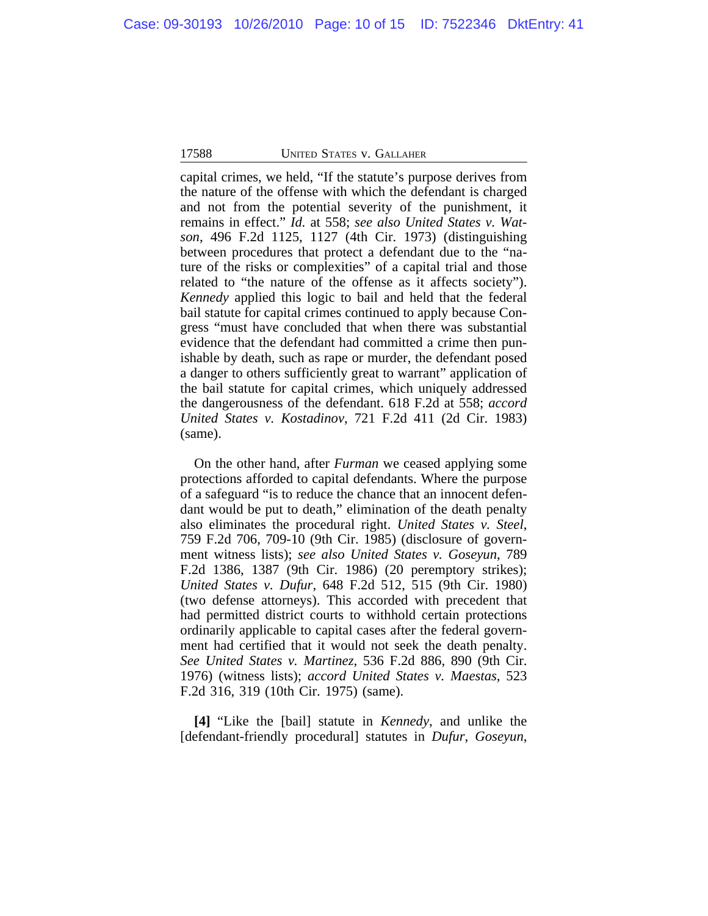capital crimes, we held, "If the statute's purpose derives from the nature of the offense with which the defendant is charged and not from the potential severity of the punishment, it remains in effect." *Id.* at 558; *see also United States v. Watson*, 496 F.2d 1125, 1127 (4th Cir. 1973) (distinguishing between procedures that protect a defendant due to the "nature of the risks or complexities" of a capital trial and those related to "the nature of the offense as it affects society"). *Kennedy* applied this logic to bail and held that the federal bail statute for capital crimes continued to apply because Congress "must have concluded that when there was substantial evidence that the defendant had committed a crime then punishable by death, such as rape or murder, the defendant posed a danger to others sufficiently great to warrant" application of the bail statute for capital crimes, which uniquely addressed the dangerousness of the defendant. 618 F.2d at 558; *accord United States v. Kostadinov*, 721 F.2d 411 (2d Cir. 1983) (same).

On the other hand, after *Furman* we ceased applying some protections afforded to capital defendants. Where the purpose of a safeguard "is to reduce the chance that an innocent defendant would be put to death," elimination of the death penalty also eliminates the procedural right. *United States v. Steel*, 759 F.2d 706, 709-10 (9th Cir. 1985) (disclosure of government witness lists); *see also United States v. Goseyun*, 789 F.2d 1386, 1387 (9th Cir. 1986) (20 peremptory strikes); *United States v. Dufur*, 648 F.2d 512, 515 (9th Cir. 1980) (two defense attorneys). This accorded with precedent that had permitted district courts to withhold certain protections ordinarily applicable to capital cases after the federal government had certified that it would not seek the death penalty. *See United States v. Martinez*, 536 F.2d 886, 890 (9th Cir. 1976) (witness lists); *accord United States v. Maestas*, 523 F.2d 316, 319 (10th Cir. 1975) (same).

**[4]** "Like the [bail] statute in *Kennedy*, and unlike the [defendant-friendly procedural] statutes in *Dufur*, *Goseyun*,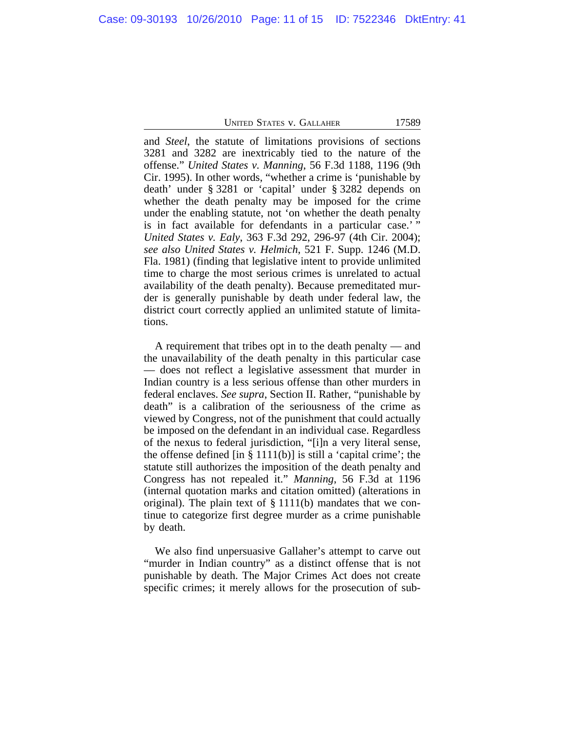and *Steel*, the statute of limitations provisions of sections 3281 and 3282 are inextricably tied to the nature of the offense." *United States v. Manning*, 56 F.3d 1188, 1196 (9th Cir. 1995). In other words, "whether a crime is 'punishable by death' under § 3281 or 'capital' under § 3282 depends on whether the death penalty may be imposed for the crime under the enabling statute, not 'on whether the death penalty is in fact available for defendants in a particular case.' " *United States v. Ealy*, 363 F.3d 292, 296-97 (4th Cir. 2004); *see also United States v. Helmich*, 521 F. Supp. 1246 (M.D. Fla. 1981) (finding that legislative intent to provide unlimited time to charge the most serious crimes is unrelated to actual availability of the death penalty). Because premeditated murder is generally punishable by death under federal law, the district court correctly applied an unlimited statute of limitations.

A requirement that tribes opt in to the death penalty — and the unavailability of the death penalty in this particular case — does not reflect a legislative assessment that murder in Indian country is a less serious offense than other murders in federal enclaves. *See supra*, Section II. Rather, "punishable by death" is a calibration of the seriousness of the crime as viewed by Congress, not of the punishment that could actually be imposed on the defendant in an individual case. Regardless of the nexus to federal jurisdiction, "[i]n a very literal sense, the offense defined [in § 1111(b)] is still a 'capital crime'; the statute still authorizes the imposition of the death penalty and Congress has not repealed it." *Manning*, 56 F.3d at 1196 (internal quotation marks and citation omitted) (alterations in original). The plain text of § 1111(b) mandates that we continue to categorize first degree murder as a crime punishable by death.

We also find unpersuasive Gallaher's attempt to carve out "murder in Indian country" as a distinct offense that is not punishable by death. The Major Crimes Act does not create specific crimes; it merely allows for the prosecution of sub-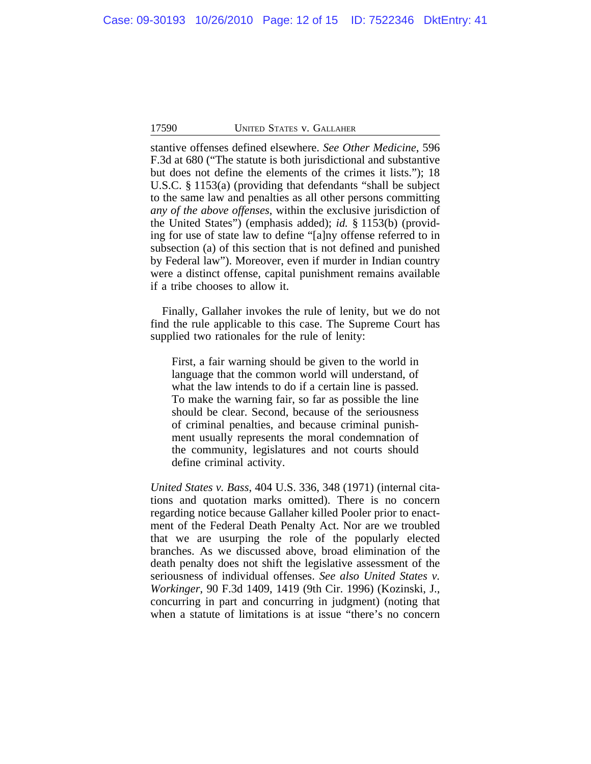stantive offenses defined elsewhere. *See Other Medicine*, 596 F.3d at 680 ("The statute is both jurisdictional and substantive but does not define the elements of the crimes it lists."); 18 U.S.C. § 1153(a) (providing that defendants "shall be subject to the same law and penalties as all other persons committing *any of the above offenses*, within the exclusive jurisdiction of the United States") (emphasis added); *id.* § 1153(b) (providing for use of state law to define "[a]ny offense referred to in subsection (a) of this section that is not defined and punished by Federal law"). Moreover, even if murder in Indian country were a distinct offense, capital punishment remains available if a tribe chooses to allow it.

Finally, Gallaher invokes the rule of lenity, but we do not find the rule applicable to this case. The Supreme Court has supplied two rationales for the rule of lenity:

> First, a fair warning should be given to the world in language that the common world will understand, of what the law intends to do if a certain line is passed. To make the warning fair, so far as possible the line should be clear. Second, because of the seriousness of criminal penalties, and because criminal punishment usually represents the moral condemnation of the community, legislatures and not courts should define criminal activity.

*United States v. Bass*, 404 U.S. 336, 348 (1971) (internal citations and quotation marks omitted). There is no concern regarding notice because Gallaher killed Pooler prior to enactment of the Federal Death Penalty Act. Nor are we troubled that we are usurping the role of the popularly elected branches. As we discussed above, broad elimination of the death penalty does not shift the legislative assessment of the seriousness of individual offenses. *See also United States v. Workinger*, 90 F.3d 1409, 1419 (9th Cir. 1996) (Kozinski, J., concurring in part and concurring in judgment) (noting that when a statute of limitations is at issue "there's no concern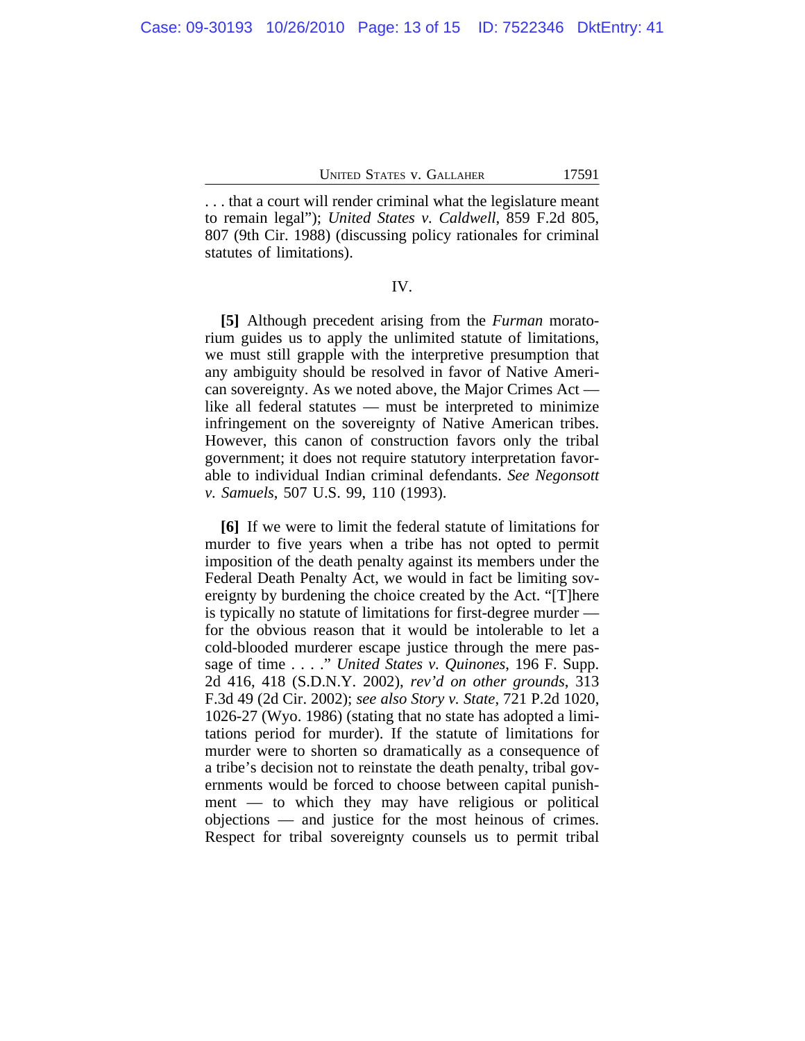. . . that a court will render criminal what the legislature meant to remain legal"); *United States v. Caldwell*, 859 F.2d 805, 807 (9th Cir. 1988) (discussing policy rationales for criminal statutes of limitations).

IV.

**[5]** Although precedent arising from the *Furman* moratorium guides us to apply the unlimited statute of limitations, we must still grapple with the interpretive presumption that any ambiguity should be resolved in favor of Native American sovereignty. As we noted above, the Major Crimes Act — like all federal statutes — must be interpreted to minimize infringement on the sovereignty of Native American tribes. However, this canon of construction favors only the tribal government; it does not require statutory interpretation favorable to individual Indian criminal defendants. *See Negonsott v. Samuels*, 507 U.S. 99, 110 (1993).

**[6]** If we were to limit the federal statute of limitations for murder to five years when a tribe has not opted to permit imposition of the death penalty against its members under the Federal Death Penalty Act, we would in fact be limiting sovereignty by burdening the choice created by the Act. "[T]here is typically no statute of limitations for first-degree murder — for the obvious reason that it would be intolerable to let a cold-blooded murderer escape justice through the mere passage of time . . . ." *United States v. Quinones*, 196 F. Supp. 2d 416, 418 (S.D.N.Y. 2002), *rev'd on other grounds*, 313 F.3d 49 (2d Cir. 2002); *see also Story v. State*, 721 P.2d 1020, 1026-27 (Wyo. 1986) (stating that no state has adopted a limitations period for murder). If the statute of limitations for murder were to shorten so dramatically as a consequence of a tribe's decision not to reinstate the death penalty, tribal governments would be forced to choose between capital punishment — to which they may have religious or political objections — and justice for the most heinous of crimes. Respect for tribal sovereignty counsels us to permit tribal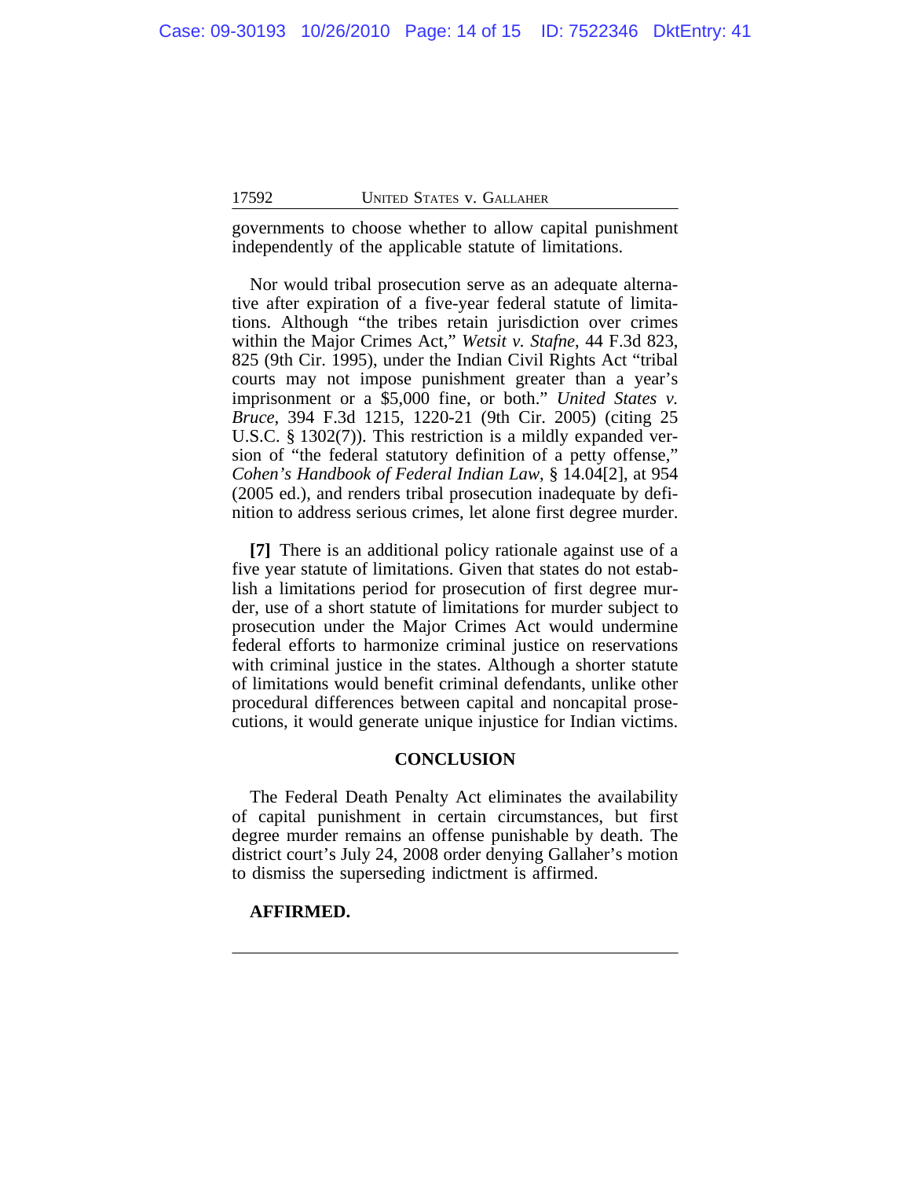governments to choose whether to allow capital punishment independently of the applicable statute of limitations.

Nor would tribal prosecution serve as an adequate alternative after expiration of a five-year federal statute of limitations. Although "the tribes retain jurisdiction over crimes within the Major Crimes Act," *Wetsit v. Stafne*, 44 F.3d 823, 825 (9th Cir. 1995), under the Indian Civil Rights Act "tribal courts may not impose punishment greater than a year's imprisonment or a $5,000 fine, or both." *United States v. Bruce*, 394 F.3d 1215, 1220-21 (9th Cir. 2005) (citing 25 U.S.C. § 1302(7)). This restriction is a mildly expanded version of "the federal statutory definition of a petty offense," *Cohen's Handbook of Federal Indian Law*, § 14.04[2], at 954 (2005 ed.), and renders tribal prosecution inadequate by definition to address serious crimes, let alone first degree murder.

**[7]** There is an additional policy rationale against use of a five year statute of limitations. Given that states do not establish a limitations period for prosecution of first degree murder, use of a short statute of limitations for murder subject to prosecution under the Major Crimes Act would undermine federal efforts to harmonize criminal justice on reservations with criminal justice in the states. Although a shorter statute of limitations would benefit criminal defendants, unlike other procedural differences between capital and noncapital prosecutions, it would generate unique injustice for Indian victims.

## CONCLUSION

The Federal Death Penalty Act eliminates the availability of capital punishment in certain circumstances, but first degree murder remains an offense punishable by death. The district court's July 24, 2008 order denying Gallaher's motion to dismiss the superseding indictment is affirmed.

**AFFIRMED.**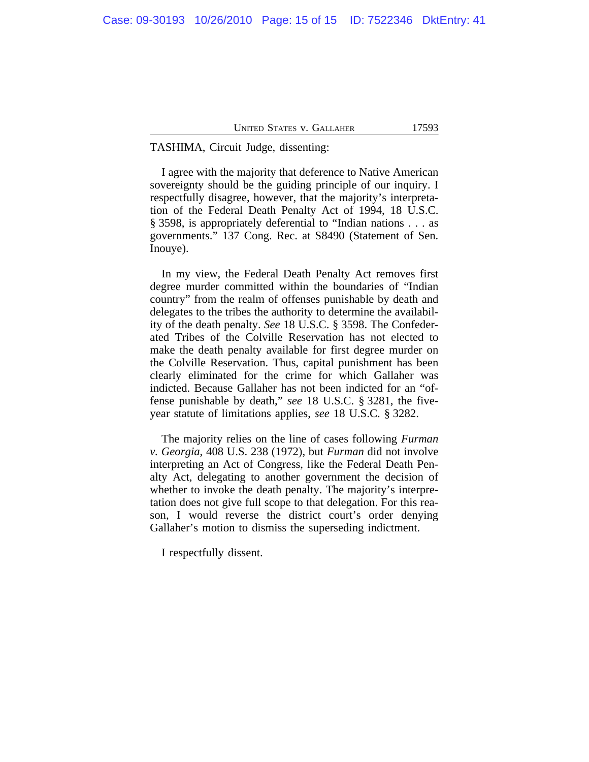TASHIMA, Circuit Judge, dissenting:

I agree with the majority that deference to Native American sovereignty should be the guiding principle of our inquiry. I respectfully disagree, however, that the majority's interpretation of the Federal Death Penalty Act of 1994, 18 U.S.C. § 3598, is appropriately deferential to "Indian nations . . . as governments." 137 Cong. Rec. at S8490 (Statement of Sen. Inouye).

In my view, the Federal Death Penalty Act removes first degree murder committed within the boundaries of "Indian country" from the realm of offenses punishable by death and delegates to the tribes the authority to determine the availability of the death penalty. *See* 18 U.S.C. § 3598. The Confederated Tribes of the Colville Reservation has not elected to make the death penalty available for first degree murder on the Colville Reservation. Thus, capital punishment has been clearly eliminated for the crime for which Gallaher was indicted. Because Gallaher has not been indicted for an "offense punishable by death," *see* 18 U.S.C. § 3281, the five-year statute of limitations applies, *see* 18 U.S.C. § 3282.

The majority relies on the line of cases following *Furman v. Georgia*, 408 U.S. 238 (1972), but *Furman* did not involve interpreting an Act of Congress, like the Federal Death Penalty Act, delegating to another government the decision of whether to invoke the death penalty. The majority's interpretation does not give full scope to that delegation. For this reason, I would reverse the district court's order denying Gallaher's motion to dismiss the superseding indictment.

I respectfully dissent.